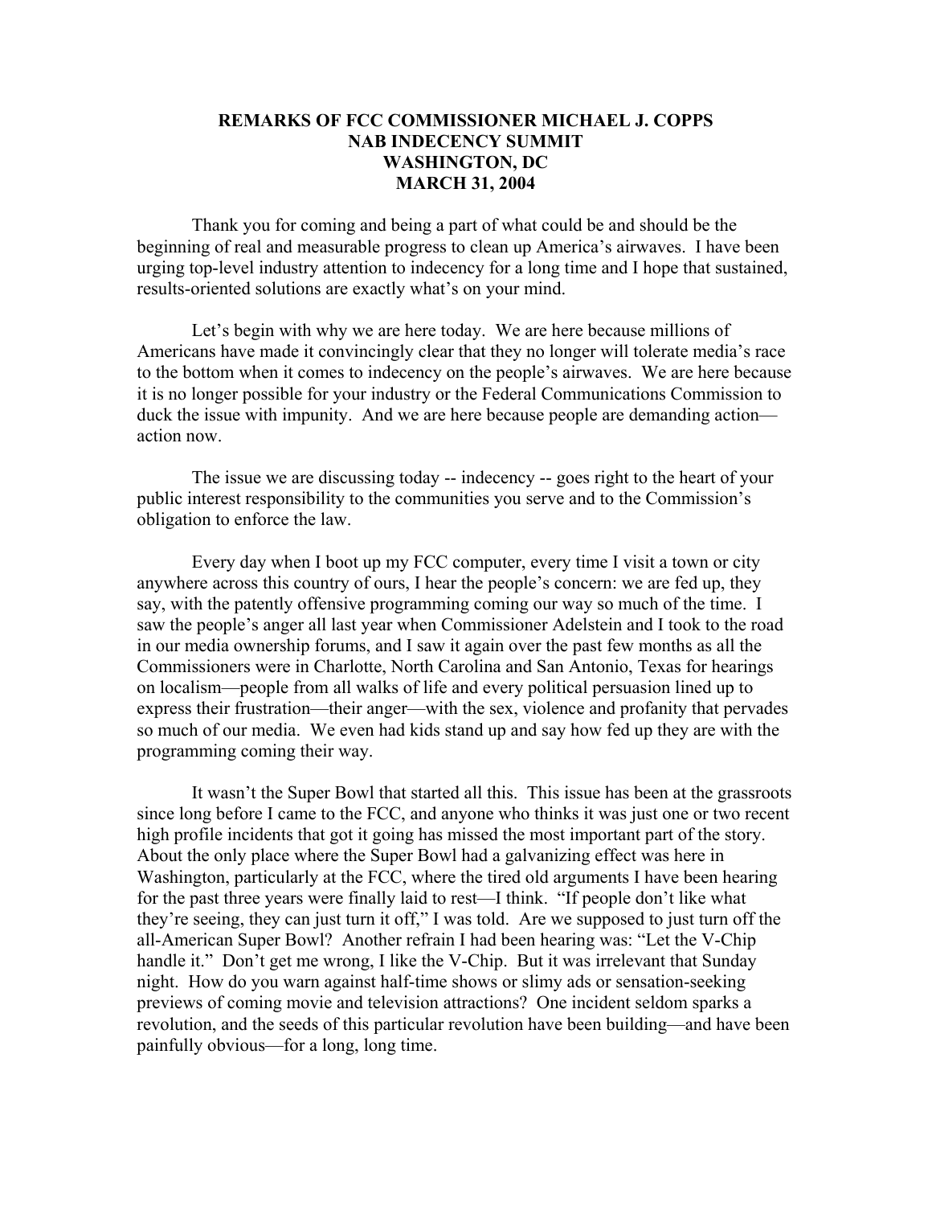**REMARKS OF FCC COMMISSIONER MICHAEL J. COPPS**
**NAB INDECENCY SUMMIT**
**WASHINGTON, DC**
**MARCH 31, 2004**

Thank you for coming and being a part of what could be and should be the beginning of real and measurable progress to clean up America's airwaves. I have been urging top-level industry attention to indecency for a long time and I hope that sustained, results-oriented solutions are exactly what's on your mind.

Let's begin with why we are here today. We are here because millions of Americans have made it convincingly clear that they no longer will tolerate media's race to the bottom when it comes to indecency on the people's airwaves. We are here because it is no longer possible for your industry or the Federal Communications Commission to duck the issue with impunity. And we are here because people are demanding action—action now.

The issue we are discussing today -- indecency -- goes right to the heart of your public interest responsibility to the communities you serve and to the Commission's obligation to enforce the law.

Every day when I boot up my FCC computer, every time I visit a town or city anywhere across this country of ours, I hear the people's concern: we are fed up, they say, with the patently offensive programming coming our way so much of the time. I saw the people's anger all last year when Commissioner Adelstein and I took to the road in our media ownership forums, and I saw it again over the past few months as all the Commissioners were in Charlotte, North Carolina and San Antonio, Texas for hearings on localism—people from all walks of life and every political persuasion lined up to express their frustration—their anger—with the sex, violence and profanity that pervades so much of our media. We even had kids stand up and say how fed up they are with the programming coming their way.

It wasn't the Super Bowl that started all this. This issue has been at the grassroots since long before I came to the FCC, and anyone who thinks it was just one or two recent high profile incidents that got it going has missed the most important part of the story. About the only place where the Super Bowl had a galvanizing effect was here in Washington, particularly at the FCC, where the tired old arguments I have been hearing for the past three years were finally laid to rest—I think. "If people don't like what they're seeing, they can just turn it off," I was told. Are we supposed to just turn off the all-American Super Bowl? Another refrain I had been hearing was: "Let the V-Chip handle it." Don't get me wrong, I like the V-Chip. But it was irrelevant that Sunday night. How do you warn against half-time shows or slimy ads or sensation-seeking previews of coming movie and television attractions? One incident seldom sparks a revolution, and the seeds of this particular revolution have been building—and have been painfully obvious—for a long, long time.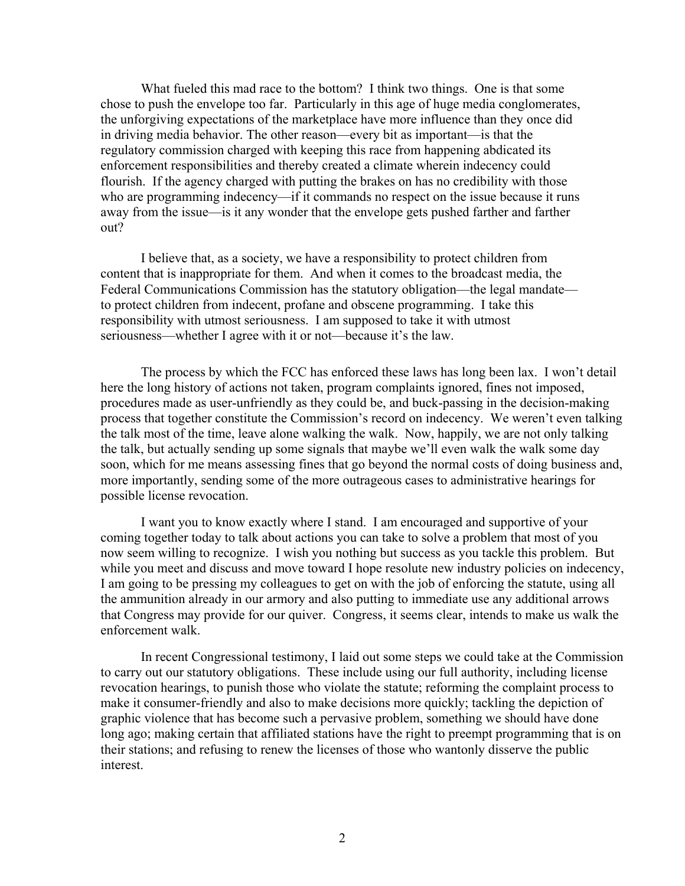What fueled this mad race to the bottom? I think two things. One is that some chose to push the envelope too far. Particularly in this age of huge media conglomerates, the unforgiving expectations of the marketplace have more influence than they once did in driving media behavior. The other reason—every bit as important—is that the regulatory commission charged with keeping this race from happening abdicated its enforcement responsibilities and thereby created a climate wherein indecency could flourish. If the agency charged with putting the brakes on has no credibility with those who are programming indecency—if it commands no respect on the issue because it runs away from the issue—is it any wonder that the envelope gets pushed farther and farther out?

I believe that, as a society, we have a responsibility to protect children from content that is inappropriate for them. And when it comes to the broadcast media, the Federal Communications Commission has the statutory obligation—the legal mandate—to protect children from indecent, profane and obscene programming. I take this responsibility with utmost seriousness. I am supposed to take it with utmost seriousness—whether I agree with it or not—because it's the law.

The process by which the FCC has enforced these laws has long been lax. I won't detail here the long history of actions not taken, program complaints ignored, fines not imposed, procedures made as user-unfriendly as they could be, and buck-passing in the decision-making process that together constitute the Commission's record on indecency. We weren't even talking the talk most of the time, leave alone walking the walk. Now, happily, we are not only talking the talk, but actually sending up some signals that maybe we'll even walk the walk some day soon, which for me means assessing fines that go beyond the normal costs of doing business and, more importantly, sending some of the more outrageous cases to administrative hearings for possible license revocation.

I want you to know exactly where I stand. I am encouraged and supportive of your coming together today to talk about actions you can take to solve a problem that most of you now seem willing to recognize. I wish you nothing but success as you tackle this problem. But while you meet and discuss and move toward I hope resolute new industry policies on indecency, I am going to be pressing my colleagues to get on with the job of enforcing the statute, using all the ammunition already in our armory and also putting to immediate use any additional arrows that Congress may provide for our quiver. Congress, it seems clear, intends to make us walk the enforcement walk.

In recent Congressional testimony, I laid out some steps we could take at the Commission to carry out our statutory obligations. These include using our full authority, including license revocation hearings, to punish those who violate the statute; reforming the complaint process to make it consumer-friendly and also to make decisions more quickly; tackling the depiction of graphic violence that has become such a pervasive problem, something we should have done long ago; making certain that affiliated stations have the right to preempt programming that is on their stations; and refusing to renew the licenses of those who wantonly disserve the public interest.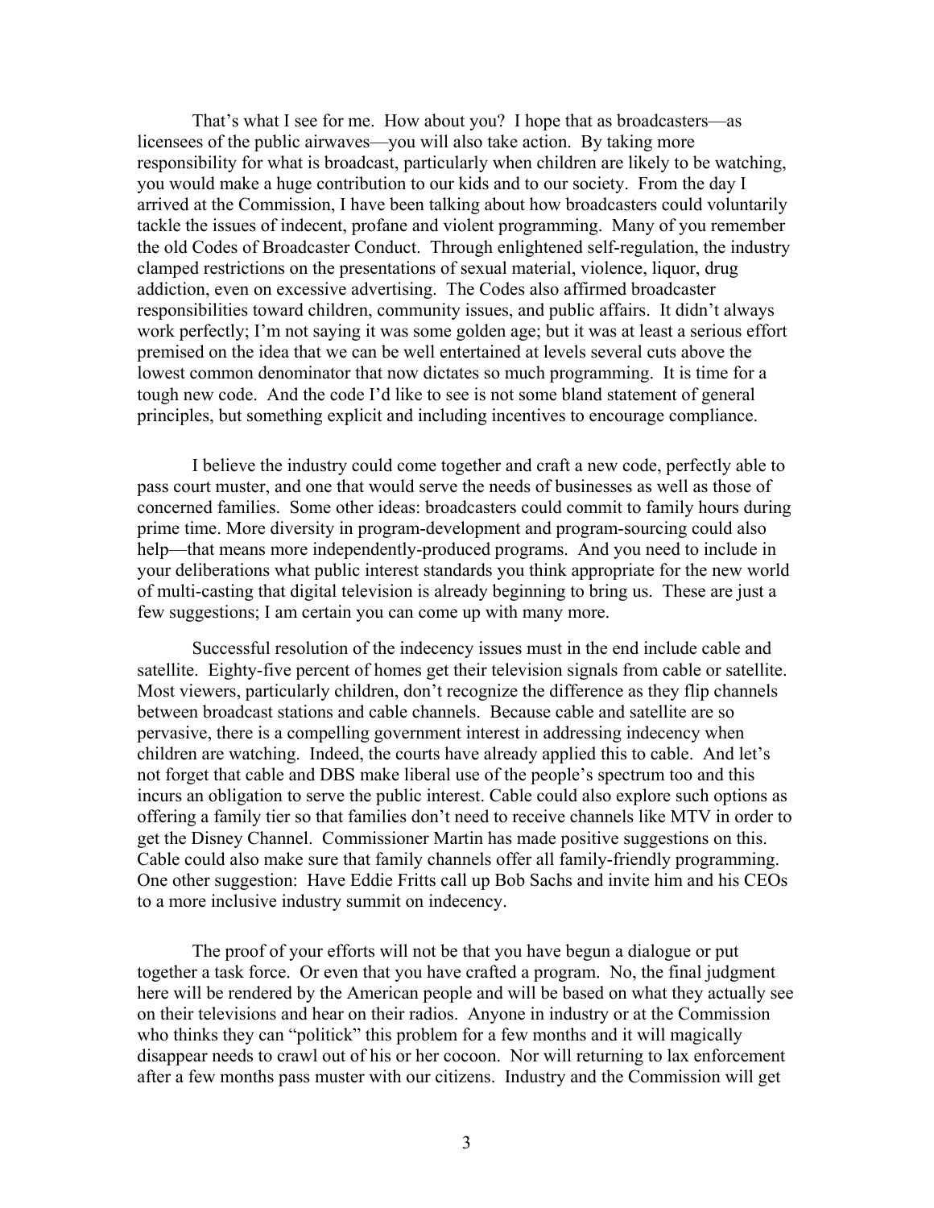That's what I see for me. How about you? I hope that as broadcasters—as licensees of the public airwaves—you will also take action. By taking more responsibility for what is broadcast, particularly when children are likely to be watching, you would make a huge contribution to our kids and to our society. From the day I arrived at the Commission, I have been talking about how broadcasters could voluntarily tackle the issues of indecent, profane and violent programming. Many of you remember the old Codes of Broadcaster Conduct. Through enlightened self-regulation, the industry clamped restrictions on the presentations of sexual material, violence, liquor, drug addiction, even on excessive advertising. The Codes also affirmed broadcaster responsibilities toward children, community issues, and public affairs. It didn't always work perfectly; I'm not saying it was some golden age; but it was at least a serious effort premised on the idea that we can be well entertained at levels several cuts above the lowest common denominator that now dictates so much programming. It is time for a tough new code. And the code I'd like to see is not some bland statement of general principles, but something explicit and including incentives to encourage compliance.

I believe the industry could come together and craft a new code, perfectly able to pass court muster, and one that would serve the needs of businesses as well as those of concerned families. Some other ideas: broadcasters could commit to family hours during prime time. More diversity in program-development and program-sourcing could also help—that means more independently-produced programs. And you need to include in your deliberations what public interest standards you think appropriate for the new world of multi-casting that digital television is already beginning to bring us. These are just a few suggestions; I am certain you can come up with many more.

Successful resolution of the indecency issues must in the end include cable and satellite. Eighty-five percent of homes get their television signals from cable or satellite. Most viewers, particularly children, don't recognize the difference as they flip channels between broadcast stations and cable channels. Because cable and satellite are so pervasive, there is a compelling government interest in addressing indecency when children are watching. Indeed, the courts have already applied this to cable. And let's not forget that cable and DBS make liberal use of the people's spectrum too and this incurs an obligation to serve the public interest. Cable could also explore such options as offering a family tier so that families don't need to receive channels like MTV in order to get the Disney Channel. Commissioner Martin has made positive suggestions on this. Cable could also make sure that family channels offer all family-friendly programming. One other suggestion: Have Eddie Fritts call up Bob Sachs and invite him and his CEOs to a more inclusive industry summit on indecency.

The proof of your efforts will not be that you have begun a dialogue or put together a task force. Or even that you have crafted a program. No, the final judgment here will be rendered by the American people and will be based on what they actually see on their televisions and hear on their radios. Anyone in industry or at the Commission who thinks they can "politick" this problem for a few months and it will magically disappear needs to crawl out of his or her cocoon. Nor will returning to lax enforcement after a few months pass muster with our citizens. Industry and the Commission will get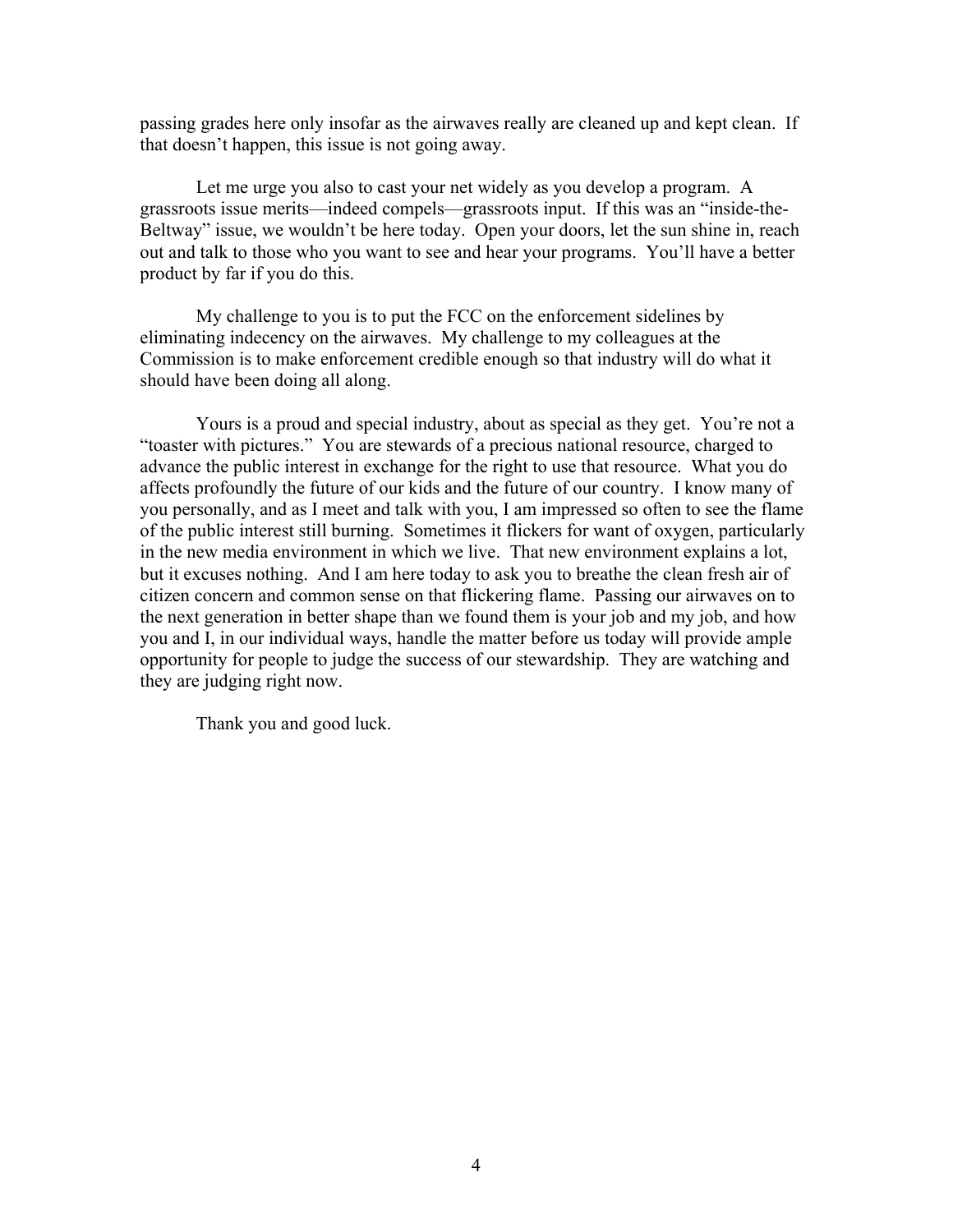passing grades here only insofar as the airwaves really are cleaned up and kept clean. If that doesn't happen, this issue is not going away.

Let me urge you also to cast your net widely as you develop a program. A grassroots issue merits—indeed compels—grassroots input. If this was an "inside-the-Beltway" issue, we wouldn't be here today. Open your doors, let the sun shine in, reach out and talk to those who you want to see and hear your programs. You'll have a better product by far if you do this.

My challenge to you is to put the FCC on the enforcement sidelines by eliminating indecency on the airwaves. My challenge to my colleagues at the Commission is to make enforcement credible enough so that industry will do what it should have been doing all along.

Yours is a proud and special industry, about as special as they get. You're not a "toaster with pictures." You are stewards of a precious national resource, charged to advance the public interest in exchange for the right to use that resource. What you do affects profoundly the future of our kids and the future of our country. I know many of you personally, and as I meet and talk with you, I am impressed so often to see the flame of the public interest still burning. Sometimes it flickers for want of oxygen, particularly in the new media environment in which we live. That new environment explains a lot, but it excuses nothing. And I am here today to ask you to breathe the clean fresh air of citizen concern and common sense on that flickering flame. Passing our airwaves on to the next generation in better shape than we found them is your job and my job, and how you and I, in our individual ways, handle the matter before us today will provide ample opportunity for people to judge the success of our stewardship. They are watching and they are judging right now.

Thank you and good luck.